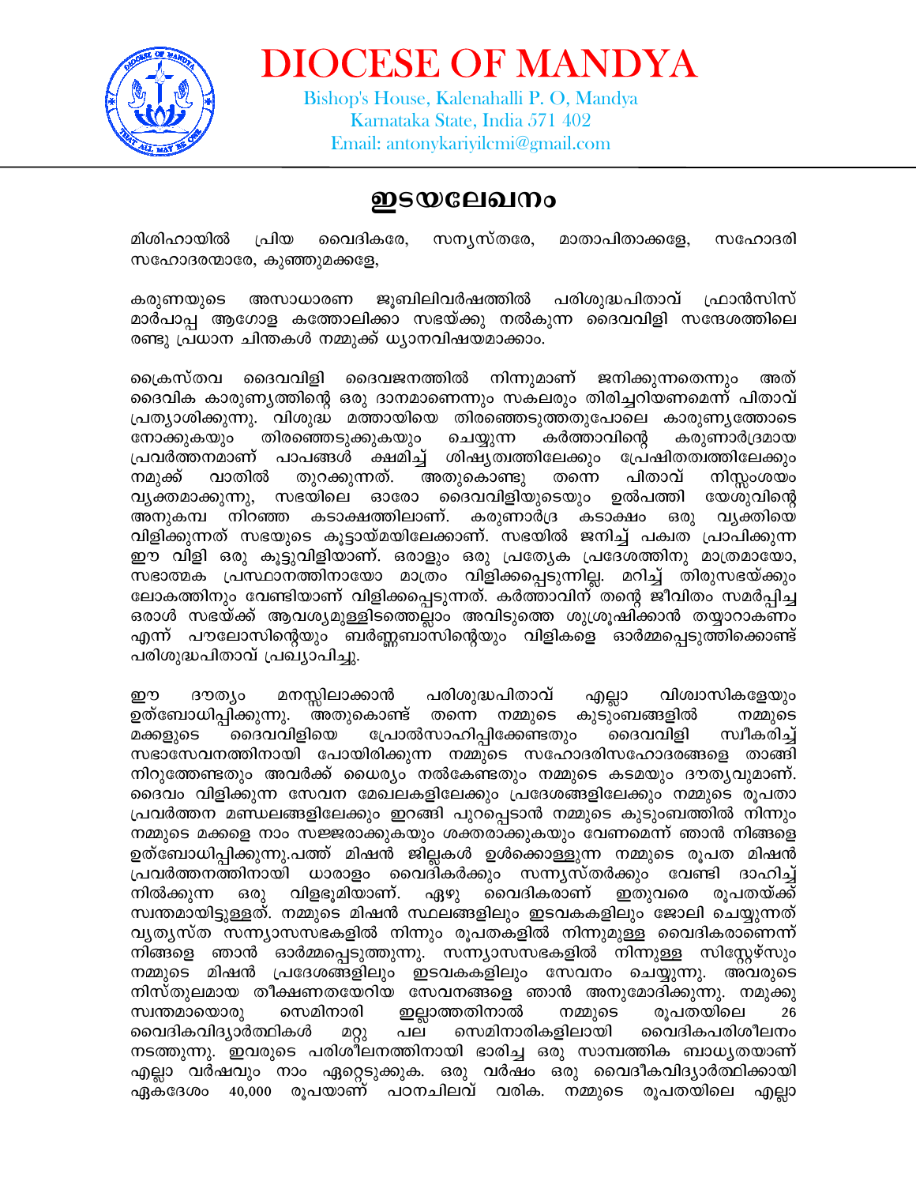# DIOCESE OF MANDYA

Bishop's House, Kalenahalli P. O, Mandya
Karnataka State, India 571 402
Email: antonykariyilcmi@gmail.com

## ഇടയലേഖനം

മിശിഹായിൽ പ്രിയ വൈദികരേ, സന്യസ്തരേ, മാതാപിതാക്കളേ, സഹോദരി സഹോദരന്മാരേ, കുഞ്ഞുമക്കളേ,

കരുണയുടെ അസാധാരണ ജൂബിലിവർഷത്തിൽ പരിശുദ്ധപിതാവ് ഫ്രാൻസിസ് മാർപാപ്പ ആഗോള കത്തോലിക്കാ സഭയ്ക്കു നൽകുന്ന ദൈവവിളി സന്ദേശത്തിലെ രണ്ടു പ്രധാന ചിന്തകൾ നമ്മുക്ക് ധ്യാനവിഷയമാക്കാം.

ക്രൈസ്തവ ദൈവവിളി ദൈവജനത്തിൽ നിന്നുമാണ് ജനിക്കുന്നതെന്നും അത് ദൈവിക കാരുണ്യത്തിന്റെ ഒരു ദാനമാണെന്നും സകലരും തിരിച്ചറിയണമെന്ന് പിതാവ് പ്രത്യാശിക്കുന്നു. വിശുദ്ധ മത്തായിയെ തിരഞ്ഞെടുത്തതുപോലെ കാരുണ്യത്തോടെ നോക്കുകയും തിരഞ്ഞെടുക്കുകയും ചെയ്യുന്ന കർത്താവിന്റെ കരുണാർദ്രമായ പ്രവർത്തനമാണ് പാപങ്ങൾ ക്ഷമിച്ച് ശിഷ്യത്വത്തിലേക്കും പ്രേഷിതത്വത്തിലേക്കും നമുക്ക് വാതിൽ തുറക്കുന്നത്. അതുകൊണ്ടു തന്നെ പിതാവ് നിസ്സംശയം വ്യക്തമാക്കുന്നു, സഭയിലെ ഓരോ ദൈവവിളിയുടെയും ഉൽപത്തി യേശുവിന്റെ അനുകമ്പ നിറഞ്ഞ കടാക്ഷത്തിലാണ്. കരുണാർദ്ര കടാക്ഷം ഒരു വ്യക്തിയെ വിളിക്കുന്നത് സഭയുടെ കൂട്ടായ്മയിലേക്കാണ്. സഭയിൽ ജനിച്ച് പക്വത പ്രാപിക്കുന്ന ഈ വിളി ഒരു കൂട്ടുവിളിയാണ്. ഒരാളും ഒരു പ്രത്യേക പ്രദേശത്തിനു മാത്രമായോ, സഭാത്മക പ്രസ്ഥാനത്തിനായോ മാത്രം വിളിക്കപ്പെടുന്നില്ല. മറിച്ച് തിരുസഭയ്ക്കും ലോകത്തിനും വേണ്ടിയാണ് വിളിക്കപ്പെടുന്നത്. കർത്താവിന് തന്റെ ജീവിതം സമർപ്പിച്ച ഒരാൾ സഭയ്ക്ക് ആവശ്യമുള്ളിടത്തെല്ലാം അവിടുത്തെ ശുശ്രൂഷിക്കാൻ തയ്യാറാകണം എന്ന് പൗലോസിന്റെയും ബർണ്ണബാസിന്റെയും വിളികളെ ഓർമ്മപ്പെടുത്തിക്കൊണ്ട് പരിശുദ്ധപിതാവ് പ്രഖ്യാപിച്ചു.

ഈ ദൗത്യം മനസ്സിലാക്കാൻ പരിശുദ്ധപിതാവ് എല്ലാ വിശ്വാസികളേയും ഉത്ബോധിപ്പിക്കുന്നു. അതുകൊണ്ട് തന്നെ നമ്മുടെ കുടുംബങ്ങളിൽ നമ്മുടെ മക്കളുടെ ദൈവവിളിയെ പ്രോൽസാഹിപ്പിക്കേണ്ടതും ദൈവവിളി സ്വീകരിച്ച് സഭാസേവനത്തിനായി പോയിരിക്കുന്ന നമ്മുടെ സഹോദരിസഹോദരങ്ങളെ താങ്ങി നിറുത്തേണ്ടതും അവർക്ക് ധൈര്യം നൽകേണ്ടതും നമ്മുടെ കടമയും ദൗത്യവുമാണ്. ദൈവം വിളിക്കുന്ന സേവന മേഖലകളിലേക്കും പ്രദേശങ്ങളിലേക്കും നമ്മുടെ രൂപതാ പ്രവർത്തന മണ്ഡലങ്ങളിലേക്കും ഇറങ്ങി പുറപ്പെടാൻ നമ്മുടെ കുടുംബത്തിൽ നിന്നും നമ്മുടെ മക്കളെ നാം സജ്ജരാക്കുകയും ശക്തരാക്കുകയും വേണമെന്ന് ഞാൻ നിങ്ങളെ ഉത്ബോധിപ്പിക്കുന്നു.പത്ത് മിഷൻ ജില്ലകൾ ഉൾക്കൊള്ളുന്ന നമ്മുടെ രൂപത മിഷൻ പ്രവർത്തനത്തിനായി ധാരാളം വൈദികർക്കും സന്യസ്തർക്കും വേണ്ടി ദാഹിച്ച് നിൽക്കുന്ന ഒരു വിളഭൂമിയാണ്. ഏഴു വൈദികരാണ് ഇതുവരെ രൂപതയ്ക്ക് സ്വന്തമായിട്ടുള്ളത്. നമ്മുടെ മിഷൻ സ്ഥലങ്ങളിലും ഇടവകകളിലും ജോലി ചെയ്യുന്നത് വ്യത്യസ്ത സന്യാസസഭകളിൽ നിന്നും രൂപതകളിൽ നിന്നുമുള്ള വൈദികരാണെന്ന് നിങ്ങളെ ഞാൻ ഓർമ്മപ്പെടുത്തുന്നു. സന്യാസസഭകളിൽ നിന്നുള്ള സിസ്റ്റേഴ്സും നമ്മുടെ മിഷൻ പ്രദേശങ്ങളിലും ഇടവകകളിലും സേവനം ചെയ്യുന്നു. അവരുടെ നിസ്തുലമായ തീക്ഷണതയേറിയ സേവനങ്ങളെ ഞാൻ അനുമോദിക്കുന്നു. നമുക്കു സ്വന്തമായൊരു സെമിനാരി ഇല്ലാത്തതിനാൽ നമ്മുടെ രൂപതയിലെ 26 വൈദികവിദ്യാർത്ഥികൾ മറ്റു പല സെമിനാരികളിലായി വൈദികപരിശീലനം നടത്തുന്നു. ഇവരുടെ പരിശീലനത്തിനായി ഭാരിച്ച ഒരു സാമ്പത്തിക ബാധ്യതയാണ് എല്ലാ വർഷവും നാം ഏറ്റെടുക്കുക. ഒരു വർഷം ഒരു വൈദീകവിദ്യാർത്ഥിക്കായി ഏകദേശം 40,000 രൂപയാണ് പഠനചിലവ് വരിക. നമ്മുടെ രൂപതയിലെ എല്ലാ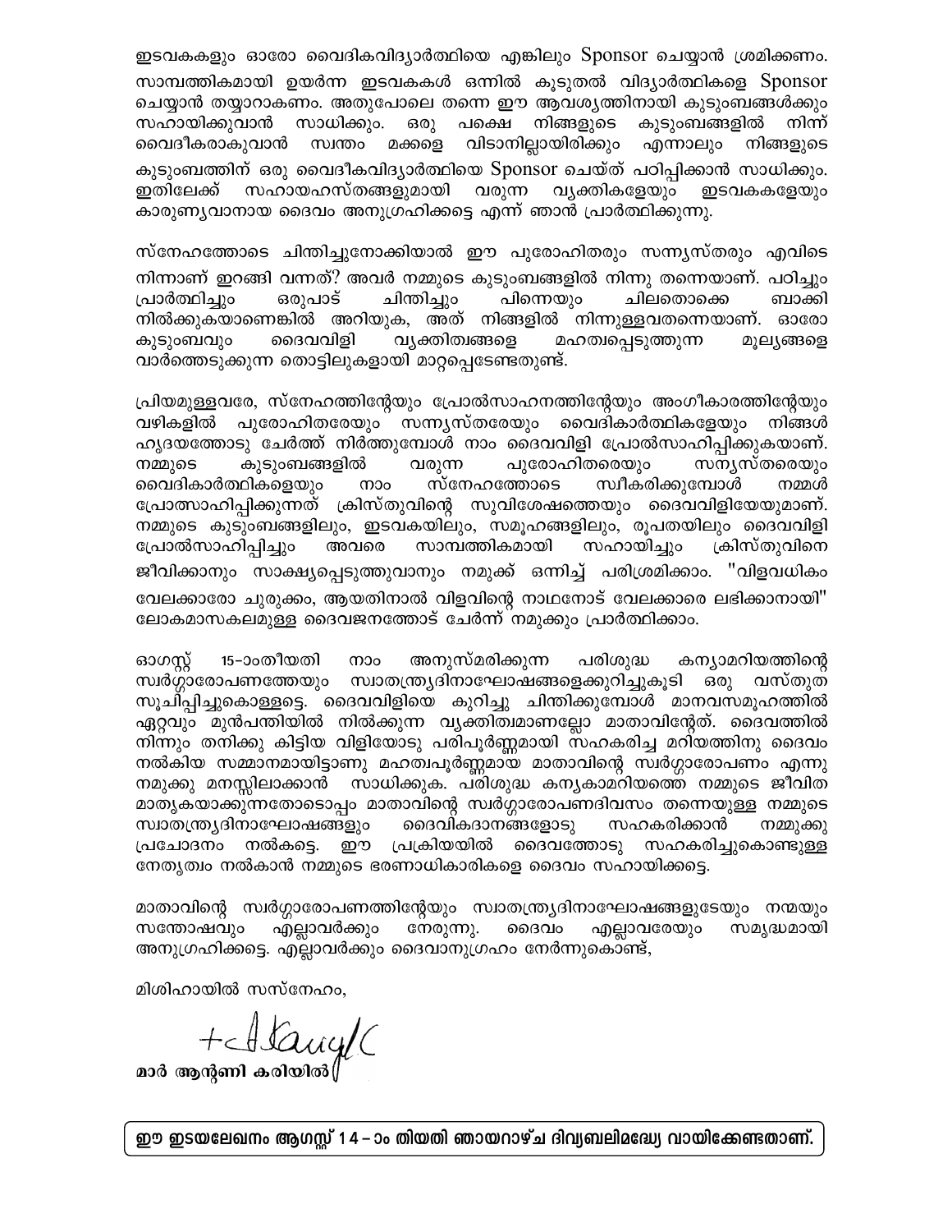ഇടവകകളും ഓരോ വൈദികവിദ്യാർത്ഥിയെ എങ്കിലും Sponsor ചെയ്യാൻ ശ്രമിക്കണം. സാമ്പത്തികമായി ഉയർന്ന ഇടവകകൾ ഒന്നിൽ കൂടുതൽ വിദ്യാർത്ഥികളെ Sponsor ചെയ്യാൻ തയ്യാറാകണം. അതുപോലെ തന്നെ ഈ ആവശ്യത്തിനായി കുടുംബങ്ങൾക്കും സഹായിക്കുവാൻ സാധിക്കും. ഒരു പക്ഷെ നിങ്ങളുടെ കുടുംബങ്ങളിൽ നിന്ന് വൈദീകരാകുവാൻ സ്വന്തം മക്കളെ വിടാനില്ലായിരിക്കും എന്നാലും നിങ്ങളുടെ കുടുംബത്തിന് ഒരു വൈദീകവിദ്യാർത്ഥിയെ Sponsor ചെയ്ത് പഠിപ്പിക്കാൻ സാധിക്കും. ഇതിലേക്ക് സഹായഹസ്തങ്ങളുമായി വരുന്ന വ്യക്തികളേയും ഇടവകകളേയും കാരുണ്യവാനായ ദൈവം അനുഗ്രഹിക്കട്ടെ എന്ന് ഞാൻ പ്രാർത്ഥിക്കുന്നു.

സ്നേഹത്തോടെ ചിന്തിച്ചുനോക്കിയാൽ ഈ പുരോഹിതരും സന്യസ്തരും എവിടെ നിന്നാണ് ഇറങ്ങി വന്നത്? അവർ നമ്മുടെ കുടുംബങ്ങളിൽ നിന്നു തന്നെയാണ്. പഠിച്ചും പ്രാർത്ഥിച്ചും ഒരുപാട് ചിന്തിച്ചും പിന്നെയും ചിലതൊക്കെ ബാക്കി നിൽക്കുകയാണെങ്കിൽ അറിയുക, അത് നിങ്ങളിൽ നിന്നുള്ളവതന്നെയാണ്. ഓരോ കുടുംബവും ദൈവവിളി വ്യക്തിത്വങ്ങളെ മഹത്വപ്പെടുത്തുന്ന മൂല്യങ്ങളെ വാർത്തെടുക്കുന്ന തൊട്ടിലുകളായി മാറ്റപ്പെടേണ്ടതുണ്ട്.

പ്രിയമുള്ളവരേ, സ്നേഹത്തിന്റേയും പ്രോൽസാഹനത്തിന്റേയും അംഗീകാരത്തിന്റേയും വഴികളിൽ പുരോഹിതരേയും സന്യസ്തരേയും വൈദികാർത്ഥികളേയും നിങ്ങൾ ഹൃദയത്തോടു ചേർത്ത് നിർത്തുമ്പോൾ നാം ദൈവവിളി പ്രോൽസാഹിപ്പിക്കുകയാണ്. നമ്മുടെ കുടുംബങ്ങളിൽ വരുന്ന പുരോഹിതരെയും സന്യസ്തരെയും വൈദികാർത്ഥികളെയും നാം സ്നേഹത്തോടെ സ്വീകരിക്കുമ്പോൾ നമ്മൾ പ്രോത്സാഹിപ്പിക്കുന്നത് ക്രിസ്തുവിന്റെ സുവിശേഷത്തെയും ദൈവവിളിയേയുമാണ്. നമ്മുടെ കുടുംബങ്ങളിലും, ഇടവകയിലും, സമൂഹങ്ങളിലും, രൂപതയിലും ദൈവവിളി പ്രോൽസാഹിപ്പിച്ചും അവരെ സാമ്പത്തികമായി സഹായിച്ചും ക്രിസ്തുവിനെ ജീവിക്കാനും സാക്ഷ്യപ്പെടുത്തുവാനും നമുക്ക് ഒന്നിച്ച് പരിശ്രമിക്കാം. "വിളവധികം വേലക്കാരോ ചുരുക്കം, ആയതിനാൽ വിളവിന്റെ നാഥനോട് വേലക്കാരെ ലഭിക്കാനായി" ലോകമാസകലമുള്ള ദൈവജനത്തോട് ചേർന്ന് നമുക്കും പ്രാർത്ഥിക്കാം.

ഓഗസ്റ്റ് 15-ാംതീയതി നാം അനുസ്മരിക്കുന്ന പരിശുദ്ധ കന്യാമറിയത്തിന്റെ സ്വർഗ്ഗാരോപണത്തേയും സ്വാതന്ത്ര്യദിനാഘോഷങ്ങളെക്കുറിച്ചുകൂടി ഒരു വസ്തുത സൂചിപ്പിച്ചുകൊള്ളട്ടെ. ദൈവവിളിയെ കുറിച്ചു ചിന്തിക്കുമ്പോൾ മാനവസമൂഹത്തിൽ ഏറ്റവും മുൻപന്തിയിൽ നിൽക്കുന്ന വ്യക്തിത്വമാണല്ലോ മാതാവിന്റേത്. ദൈവത്തിൽ നിന്നും തനിക്കു കിട്ടിയ വിളിയോടു പരിപൂർണ്ണമായി സഹകരിച്ച മറിയത്തിനു ദൈവം നൽകിയ സമ്മാനമായിട്ടാണു മഹത്വപൂർണ്ണമായ മാതാവിന്റെ സ്വർഗ്ഗാരോപണം എന്നു നമുക്കു മനസ്സിലാക്കാൻ സാധിക്കുക. പരിശുദ്ധ കന്യകാമറിയത്തെ നമ്മുടെ ജീവിത മാതൃകയാക്കുന്നതോടൊപ്പം മാതാവിന്റെ സ്വർഗ്ഗാരോപണദിവസം തന്നെയുള്ള നമ്മുടെ സ്വാതന്ത്ര്യദിനാഘോഷങ്ങളും ദൈവികദാനങ്ങളോടു സഹകരിക്കാൻ നമ്മുക്കു പ്രചോദനം നൽകട്ടെ. ഈ പ്രക്രിയയിൽ ദൈവത്തോടു സഹകരിച്ചുകൊണ്ടുള്ള നേതൃത്വം നൽകാൻ നമ്മുടെ ഭരണാധികാരികളെ ദൈവം സഹായിക്കട്ടെ.

മാതാവിന്റെ സ്വർഗ്ഗാരോപണത്തിന്റേയും സ്വാതന്ത്ര്യദിനാഘോഷങ്ങളുടേയും നന്മയും സന്തോഷവും എല്ലാവർക്കും നേരുന്നു. ദൈവം എല്ലാവരേയും സമൃദ്ധമായി അനുഗ്രഹിക്കട്ടെ. എല്ലാവർക്കും ദൈവാനുഗ്രഹം നേർന്നുകൊണ്ട്,

മിശിഹായിൽ സസ്നേഹം,

**മാർ ആന്റണി കരിയിൽ**

**ഈ ഇടയലേഖനം ആഗസ്റ്റ് 14 – ാം തിയതി ഞായറാഴ്ച ദിവ്യബലിമദ്ധ്യേ വായിക്കേണ്ടതാണ്.**